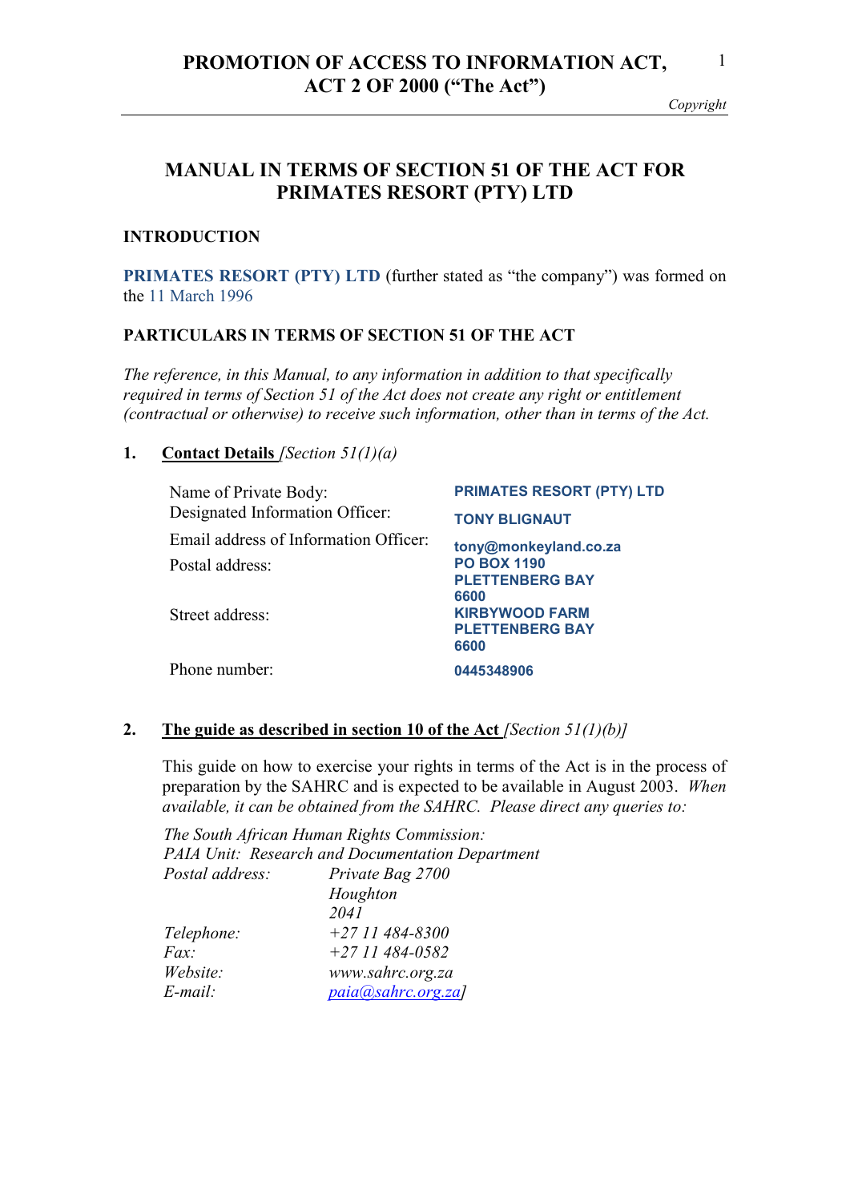# MANUAL IN TERMS OF SECTION 51 OF THE ACT FOR PRIMATES RESORT (PTY) LTD

## INTRODUCTION

**PRIMATES RESORT (PTY) LTD** (further stated as "the company") was formed on the 11 March 1996

## PARTICULARS IN TERMS OF SECTION 51 OF THE ACT

*The reference, in this Manual, to any information in addition to that specifically required in terms of Section 51 of the Act does not create any right or entitlement (contractual or otherwise) to receive such information, other than in terms of the Act.*

### 1. <u>Contact Details</u> *[Section 51(1)(a)*

| | |
|---|---|
| Name of Private Body: | **PRIMATES RESORT (PTY) LTD** |
| Designated Information Officer: | **TONY BLIGNAUT** |
| Email address of Information Officer: | **tony@monkeyland.co.za** |
| Postal address: | **PO BOX 1190**<br>**PLETTENBERG BAY**<br>**6600** |
| Street address: | **KIRBYWOOD FARM**<br>**PLETTENBERG BAY**<br>**6600** |
| Phone number: | **0445348906** |

### 2. <u>The guide as described in section 10 of the Act</u> *[Section 51(1)(b)]*

This guide on how to exercise your rights in terms of the Act is in the process of preparation by the SAHRC and is expected to be available in August 2003. *When available, it can be obtained from the SAHRC. Please direct any queries to:*

*The South African Human Rights Commission:*
*PAIA Unit: Research and Documentation Department*

| | |
|---|---|
| *Postal address:* | *Private Bag 2700*<br>*Houghton*<br>*2041* |
| *Telephone:* | *+27 11 484-8300* |
| *Fax:* | *+27 11 484-0582* |
| *Website:* | *www.sahrc.org.za* |
| *E-mail:* | *paia@sahrc.org.za]* |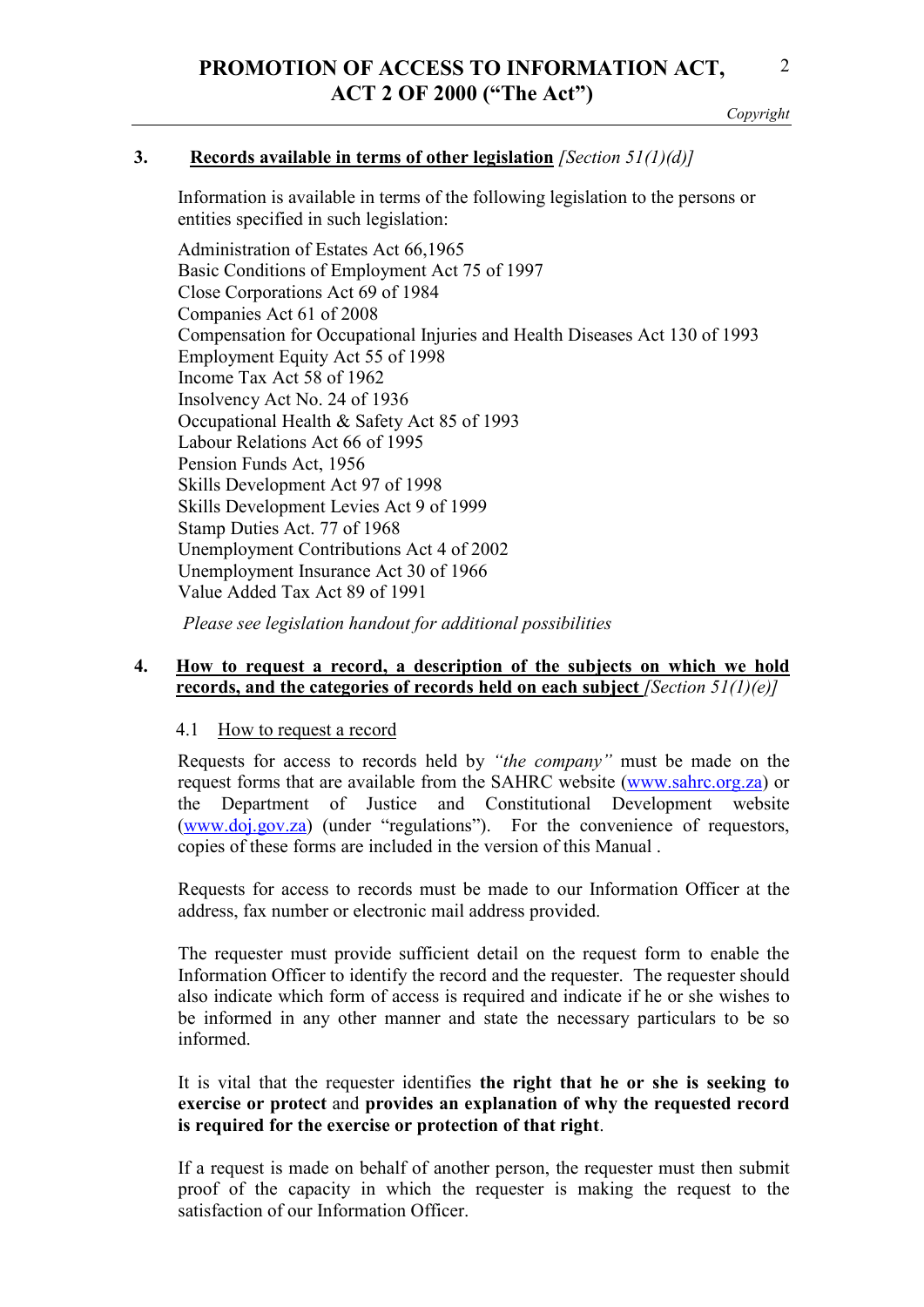## 3. Records available in terms of other legislation *[Section 51(1)(d)]*

Information is available in terms of the following legislation to the persons or entities specified in such legislation:

Administration of Estates Act 66,1965
Basic Conditions of Employment Act 75 of 1997
Close Corporations Act 69 of 1984
Companies Act 61 of 2008
Compensation for Occupational Injuries and Health Diseases Act 130 of 1993
Employment Equity Act 55 of 1998
Income Tax Act 58 of 1962
Insolvency Act No. 24 of 1936
Occupational Health & Safety Act 85 of 1993
Labour Relations Act 66 of 1995
Pension Funds Act, 1956
Skills Development Act 97 of 1998
Skills Development Levies Act 9 of 1999
Stamp Duties Act. 77 of 1968
Unemployment Contributions Act 4 of 2002
Unemployment Insurance Act 30 of 1966
Value Added Tax Act 89 of 1991

*Please see legislation handout for additional possibilities*

## 4. How to request a record, a description of the subjects on which we hold records, and the categories of records held on each subject *[Section 51(1)(e)]*

### 4.1 How to request a record

Requests for access to records held by *"the company"* must be made on the request forms that are available from the SAHRC website (www.sahrc.org.za) or the Department of Justice and Constitutional Development website (www.doj.gov.za) (under "regulations"). For the convenience of requestors, copies of these forms are included in the version of this Manual .

Requests for access to records must be made to our Information Officer at the address, fax number or electronic mail address provided.

The requester must provide sufficient detail on the request form to enable the Information Officer to identify the record and the requester. The requester should also indicate which form of access is required and indicate if he or she wishes to be informed in any other manner and state the necessary particulars to be so informed.

It is vital that the requester identifies **the right that he or she is seeking to exercise or protect** and **provides an explanation of why the requested record is required for the exercise or protection of that right**.

If a request is made on behalf of another person, the requester must then submit proof of the capacity in which the requester is making the request to the satisfaction of our Information Officer.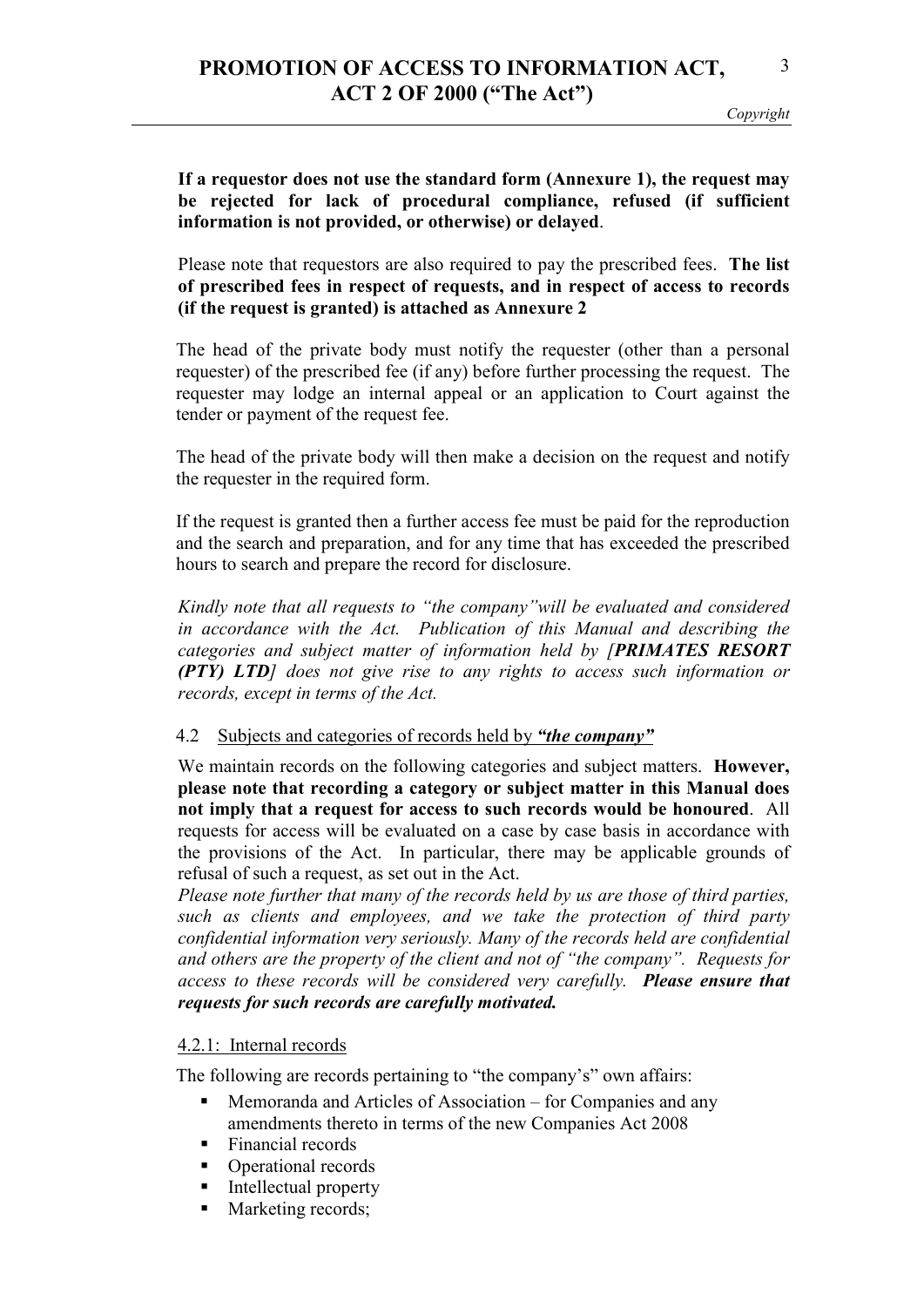**If a requestor does not use the standard form (Annexure 1), the request may be rejected for lack of procedural compliance, refused (if sufficient information is not provided, or otherwise) or delayed**.

Please note that requestors are also required to pay the prescribed fees. **The list of prescribed fees in respect of requests, and in respect of access to records (if the request is granted) is attached as Annexure 2**

The head of the private body must notify the requester (other than a personal requester) of the prescribed fee (if any) before further processing the request. The requester may lodge an internal appeal or an application to Court against the tender or payment of the request fee.

The head of the private body will then make a decision on the request and notify the requester in the required form.

If the request is granted then a further access fee must be paid for the reproduction and the search and preparation, and for any time that has exceeded the prescribed hours to search and prepare the record for disclosure.

*Kindly note that all requests to "the company" will be evaluated and considered in accordance with the Act. Publication of this Manual and describing the categories and subject matter of information held by [**PRIMATES RESORT (PTY) LTD**] does not give rise to any rights to access such information or records, except in terms of the Act.*

4.2 Subjects and categories of records held by ***"the company"***

We maintain records on the following categories and subject matters. **However, please note that recording a category or subject matter in this Manual does not imply that a request for access to such records would be honoured**. All requests for access will be evaluated on a case by case basis in accordance with the provisions of the Act. In particular, there may be applicable grounds of refusal of such a request, as set out in the Act.

*Please note further that many of the records held by us are those of third parties, such as clients and employees, and we take the protection of third party confidential information very seriously. Many of the records held are confidential and others are the property of the client and not of "the company". Requests for access to these records will be considered very carefully.* ***Please ensure that requests for such records are carefully motivated.***

4.2.1: Internal records

The following are records pertaining to "the company's" own affairs:

- Memoranda and Articles of Association – for Companies and any amendments thereto in terms of the new Companies Act 2008
- Financial records
- Operational records
- Intellectual property
- Marketing records;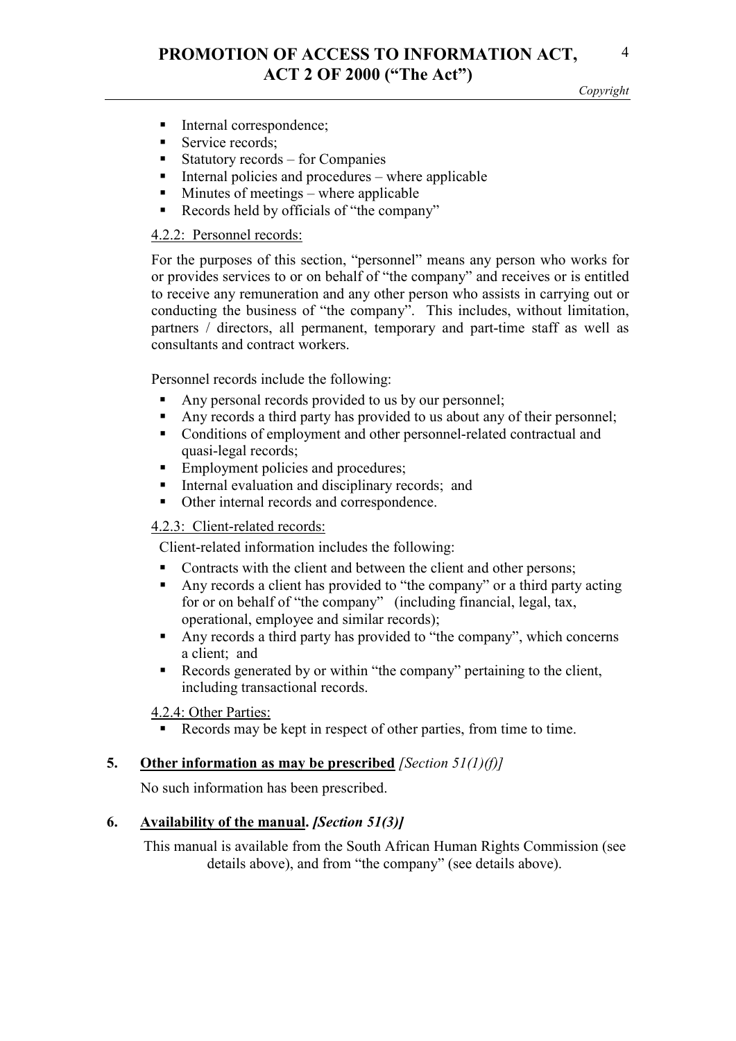- Internal correspondence;
- Service records;
- Statutory records – for Companies
- Internal policies and procedures – where applicable
- Minutes of meetings – where applicable
- Records held by officials of "the company"

4.2.2: Personnel records:

For the purposes of this section, "personnel" means any person who works for or provides services to or on behalf of "the company" and receives or is entitled to receive any remuneration and any other person who assists in carrying out or conducting the business of "the company". This includes, without limitation, partners / directors, all permanent, temporary and part-time staff as well as consultants and contract workers.

Personnel records include the following:

- Any personal records provided to us by our personnel;
- Any records a third party has provided to us about any of their personnel;
- Conditions of employment and other personnel-related contractual and quasi-legal records;
- Employment policies and procedures;
- Internal evaluation and disciplinary records; and
- Other internal records and correspondence.

4.2.3: Client-related records:

Client-related information includes the following:

- Contracts with the client and between the client and other persons;
- Any records a client has provided to "the company" or a third party acting for or on behalf of "the company" (including financial, legal, tax, operational, employee and similar records);
- Any records a third party has provided to "the company", which concerns a client; and
- Records generated by or within "the company" pertaining to the client, including transactional records.

4.2.4: Other Parties:

- Records may be kept in respect of other parties, from time to time.

## 5. Other information as may be prescribed *[Section 51(1)(f)]*

No such information has been prescribed.

## 6. Availability of the manual. *[Section 51(3)]*

This manual is available from the South African Human Rights Commission (see details above), and from "the company" (see details above).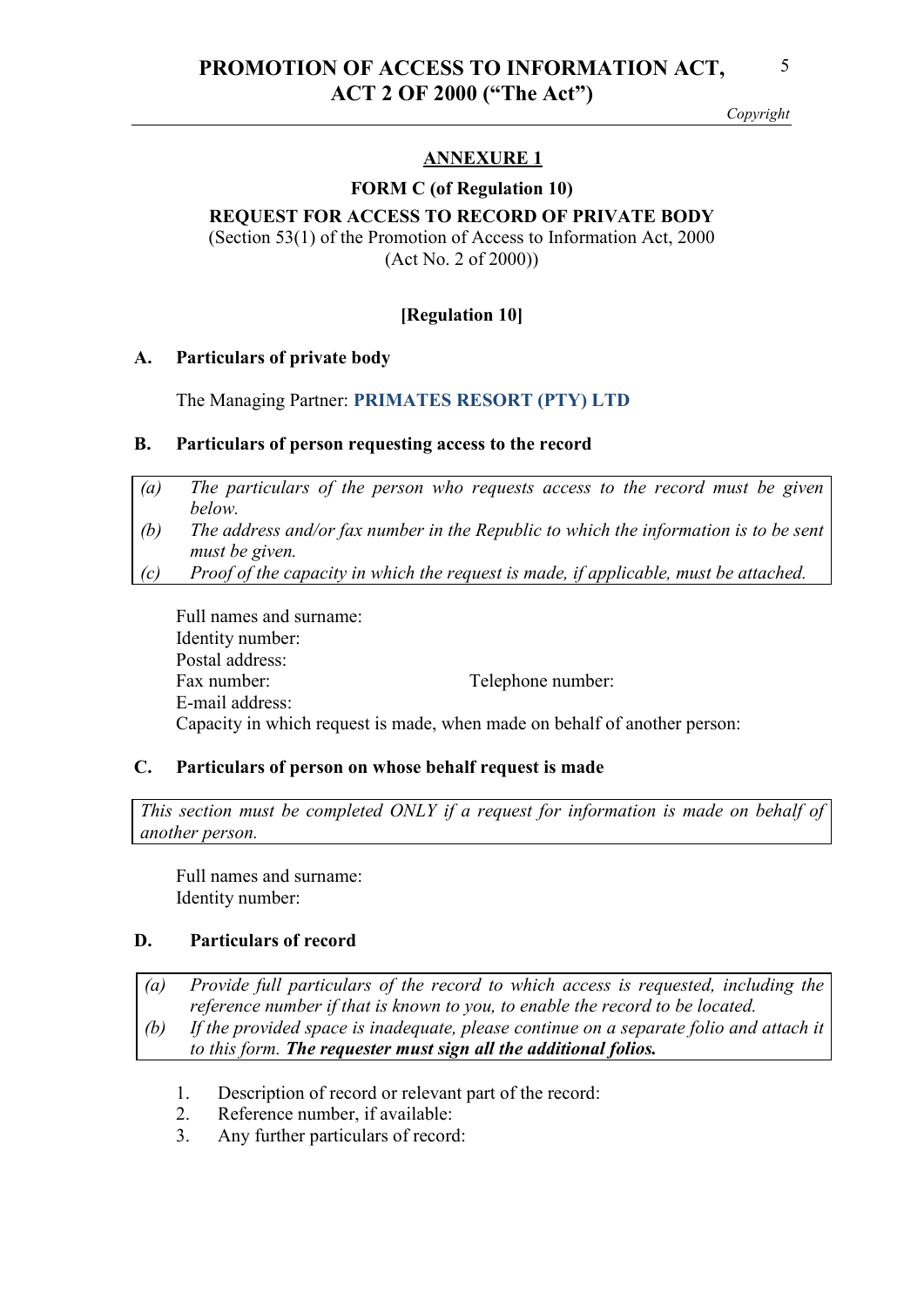## ANNEXURE 1

**FORM C (of Regulation 10)**

**REQUEST FOR ACCESS TO RECORD OF PRIVATE BODY**

(Section 53(1) of the Promotion of Access to Information Act, 2000 (Act No. 2 of 2000))

**[Regulation 10]**

### A. Particulars of private body

The Managing Partner: **PRIMATES RESORT (PTY) LTD**

### B. Particulars of person requesting access to the record

*(a) The particulars of the person who requests access to the record must be given below.*
*(b) The address and/or fax number in the Republic to which the information is to be sent must be given.*
*(c) Proof of the capacity in which the request is made, if applicable, must be attached.*

Full names and surname:
Identity number:
Postal address:
Fax number: Telephone number:
E-mail address:
Capacity in which request is made, when made on behalf of another person:

### C. Particulars of person on whose behalf request is made

*This section must be completed ONLY if a request for information is made on behalf of another person.*

Full names and surname:
Identity number:

### D. Particulars of record

*(a) Provide full particulars of the record to which access is requested, including the reference number if that is known to you, to enable the record to be located.*
*(b) If the provided space is inadequate, please continue on a separate folio and attach it to this form.* ***The requester must sign all the additional folios.***

1. Description of record or relevant part of the record:
2. Reference number, if available:
3. Any further particulars of record: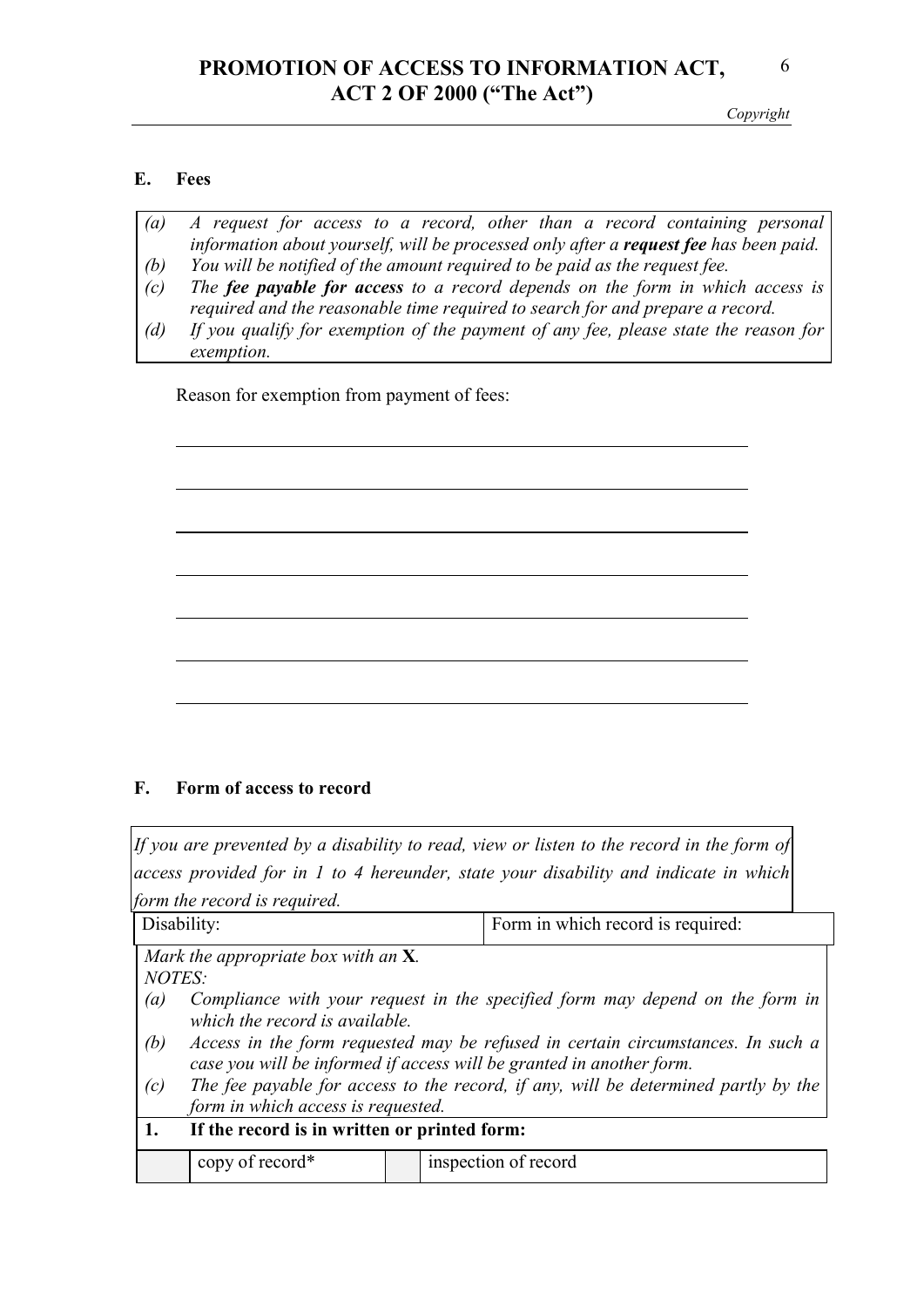## E. Fees

*(a) A request for access to a record, other than a record containing personal information about yourself, will be processed only after a **request fee** has been paid.*
*(b) You will be notified of the amount required to be paid as the request fee.*
*(c) The **fee payable for access** to a record depends on the form in which access is required and the reasonable time required to search for and prepare a record.*
*(d) If you qualify for exemption of the payment of any fee, please state the reason for exemption.*

Reason for exemption from payment of fees:

\_\_\_\_\_\_\_\_\_\_\_\_\_\_\_\_\_\_\_\_\_\_\_\_\_\_\_\_\_\_\_\_\_\_\_\_\_\_\_\_\_\_\_\_\_\_\_\_\_\_\_\_\_\_\_\_\_\_\_\_

\_\_\_\_\_\_\_\_\_\_\_\_\_\_\_\_\_\_\_\_\_\_\_\_\_\_\_\_\_\_\_\_\_\_\_\_\_\_\_\_\_\_\_\_\_\_\_\_\_\_\_\_\_\_\_\_\_\_\_\_

\_\_\_\_\_\_\_\_\_\_\_\_\_\_\_\_\_\_\_\_\_\_\_\_\_\_\_\_\_\_\_\_\_\_\_\_\_\_\_\_\_\_\_\_\_\_\_\_\_\_\_\_\_\_\_\_\_\_\_\_

\_\_\_\_\_\_\_\_\_\_\_\_\_\_\_\_\_\_\_\_\_\_\_\_\_\_\_\_\_\_\_\_\_\_\_\_\_\_\_\_\_\_\_\_\_\_\_\_\_\_\_\_\_\_\_\_\_\_\_\_

\_\_\_\_\_\_\_\_\_\_\_\_\_\_\_\_\_\_\_\_\_\_\_\_\_\_\_\_\_\_\_\_\_\_\_\_\_\_\_\_\_\_\_\_\_\_\_\_\_\_\_\_\_\_\_\_\_\_\_\_

\_\_\_\_\_\_\_\_\_\_\_\_\_\_\_\_\_\_\_\_\_\_\_\_\_\_\_\_\_\_\_\_\_\_\_\_\_\_\_\_\_\_\_\_\_\_\_\_\_\_\_\_\_\_\_\_\_\_\_\_

\_\_\_\_\_\_\_\_\_\_\_\_\_\_\_\_\_\_\_\_\_\_\_\_\_\_\_\_\_\_\_\_\_\_\_\_\_\_\_\_\_\_\_\_\_\_\_\_\_\_\_\_\_\_\_\_\_\_\_\_

## F. Form of access to record

*If you are prevented by a disability to read, view or listen to the record in the form of access provided for in 1 to 4 hereunder, state your disability and indicate in which form the record is required.*

| Disability: | Form in which record is required: |
|---|---|
| | |

*Mark the appropriate box with an* **X***.*
*NOTES:*
*(a) Compliance with your request in the specified form may depend on the form in which the record is available.*
*(b) Access in the form requested may be refused in certain circumstances. In such a case you will be informed if access will be granted in another form.*
*(c) The fee payable for access to the record, if any, will be determined partly by the form in which access is requested.*

**1. If the record is in written or printed form:**

| | | | |
|---|---|---|---|
| | copy of record* | | inspection of record |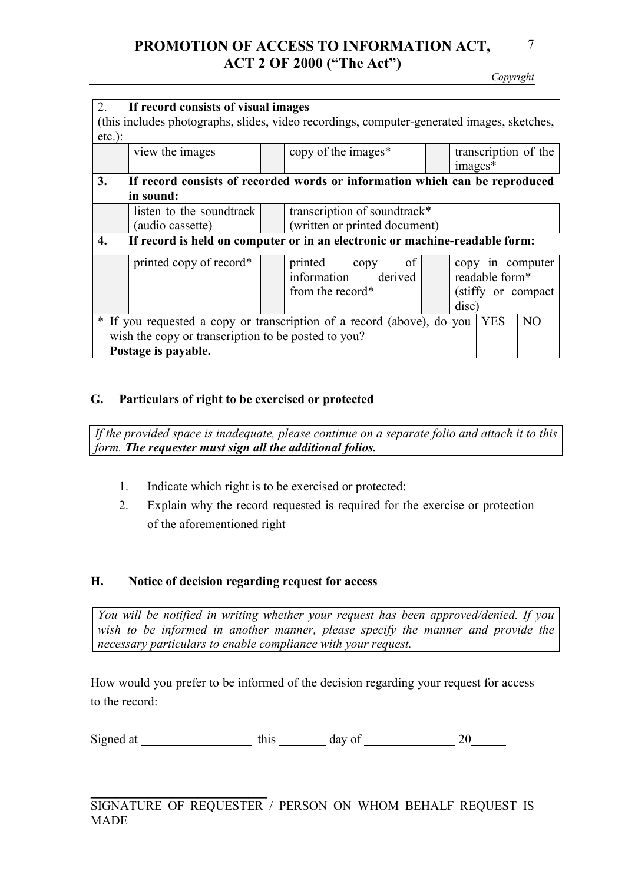| | | | | | |
|---|---|---|---|---|---|
| **2. If record consists of visual images** (this includes photographs, slides, video recordings, computer-generated images, sketches, etc.): | | | | | |
| | view the images | | copy of the images* | | transcription of the images* |
| **3. If record consists of recorded words or information which can be reproduced in sound:** | | | | | |
| | listen to the soundtrack (audio cassette) | | transcription of soundtrack* (written or printed document) | | |
| **4. If record is held on computer or in an electronic or machine-readable form:** | | | | | |
| | printed copy of record* | | printed copy of information derived from the record* | | copy in computer readable form* (stiffy or compact disc) |

| | | |
|---|---|---|
| * If you requested a copy or transcription of a record (above), do you wish the copy or transcription to be posted to you? **Postage is payable.** | YES | NO |

## G. Particulars of right to be exercised or protected

*If the provided space is inadequate, please continue on a separate folio and attach it to this form.* ***The requester must sign all the additional folios.***

1. Indicate which right is to be exercised or protected:
2. Explain why the record requested is required for the exercise or protection of the aforementioned right

## H. Notice of decision regarding request for access

*You will be notified in writing whether your request has been approved/denied. If you wish to be informed in another manner, please specify the manner and provide the necessary particulars to enable compliance with your request.*

How would you prefer to be informed of the decision regarding your request for access to the record:

Signed at ______________ this ________ day of ______________ 20______

_____________________________

SIGNATURE OF REQUESTER / PERSON ON WHOM BEHALF REQUEST IS MADE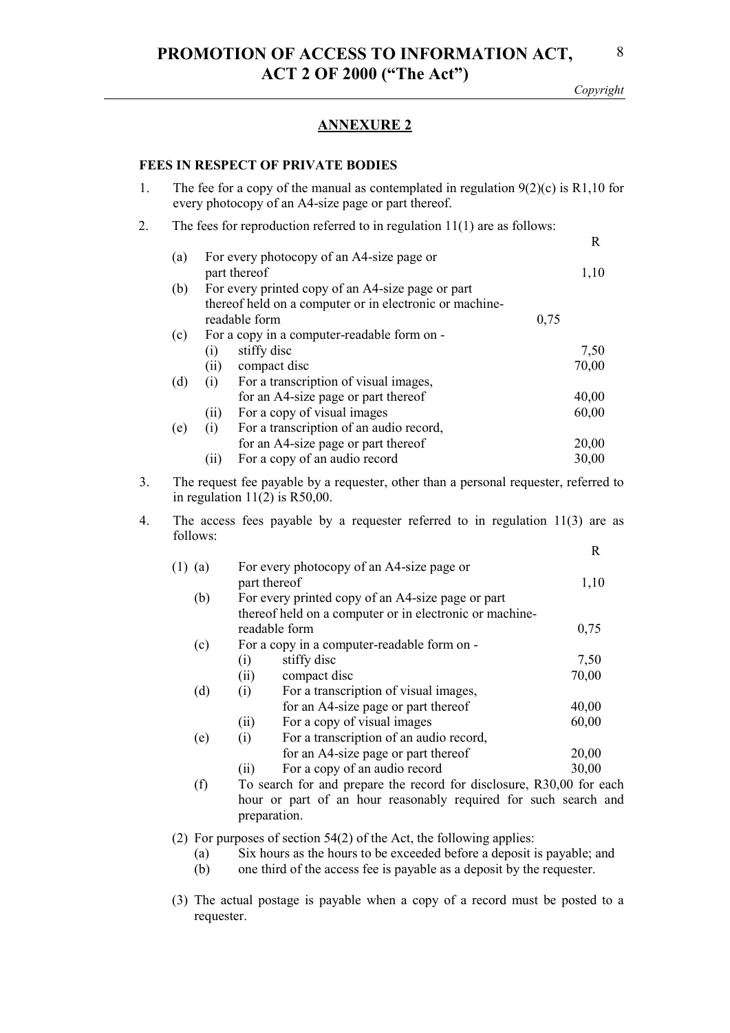## ANNEXURE 2

### FEES IN RESPECT OF PRIVATE BODIES

1. The fee for a copy of the manual as contemplated in regulation 9(2)(c) is R1,10 for every photocopy of an A4-size page or part thereof.

2. The fees for reproduction referred to in regulation 11(1) are as follows:

| | | | R |
|---|---|---|---|
| (a) | | For every photocopy of an A4-size page or part thereof | 1,10 |
| (b) | | For every printed copy of an A4-size page or part thereof held on a computer or in electronic or machine-readable form | 0,75 |
| (c) | | For a copy in a computer-readable form on - | |
| | (i) | stiffy disc | 7,50 |
| | (ii) | compact disc | 70,00 |
| (d) | (i) | For a transcription of visual images, for an A4-size page or part thereof | 40,00 |
| | (ii) | For a copy of visual images | 60,00 |
| (e) | (i) | For a transcription of an audio record, for an A4-size page or part thereof | 20,00 |
| | (ii) | For a copy of an audio record | 30,00 |

3. The request fee payable by a requester, other than a personal requester, referred to in regulation 11(2) is R50,00.

4. The access fees payable by a requester referred to in regulation 11(3) are as follows:

| | | | R |
|---|---|---|---|
| (1) (a) | | For every photocopy of an A4-size page or part thereof | 1,10 |
| (b) | | For every printed copy of an A4-size page or part thereof held on a computer or in electronic or machine-readable form | 0,75 |
| (c) | | For a copy in a computer-readable form on - | |
| | (i) | stiffy disc | 7,50 |
| | (ii) | compact disc | 70,00 |
| (d) | (i) | For a transcription of visual images, for an A4-size page or part thereof | 40,00 |
| | (ii) | For a copy of visual images | 60,00 |
| (e) | (i) | For a transcription of an audio record, for an A4-size page or part thereof | 20,00 |
| | (ii) | For a copy of an audio record | 30,00 |
| (f) | | To search for and prepare the record for disclosure, R30,00 for each hour or part of an hour reasonably required for such search and preparation. | |

(2) For purposes of section 54(2) of the Act, the following applies:

(a) Six hours as the hours to be exceeded before a deposit is payable; and

(b) one third of the access fee is payable as a deposit by the requester.

(3) The actual postage is payable when a copy of a record must be posted to a requester.